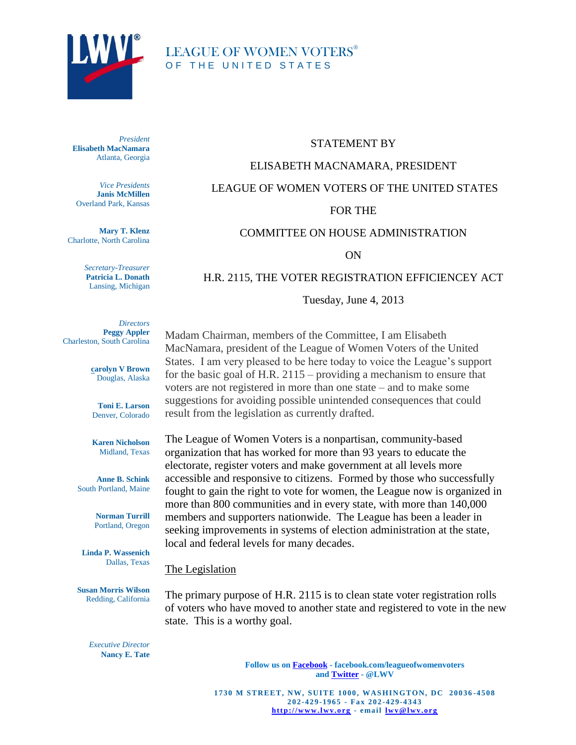# LEAGUE OF WOMEN VOTERS®
OF THE UNITED STATES

*President*
**Elisabeth MacNamara**
Atlanta, Georgia

*Vice Presidents*
**Janis McMillen**
Overland Park, Kansas

**Mary T. Klenz**
Charlotte, North Carolina

*Secretary-Treasurer*
**Patricia L. Donath**
Lansing, Michigan

*Directors*
**Peggy Appler**
Charleston, South Carolina

**carolyn V Brown**
Douglas, Alaska

**Toni E. Larson**
Denver, Colorado

**Karen Nicholson**
Midland, Texas

**Anne B. Schink**
South Portland, Maine

**Norman Turrill**
Portland, Oregon

**Linda P. Wassenich**
Dallas, Texas

**Susan Morris Wilson**
Redding, California

*Executive Director*
**Nancy E. Tate**

STATEMENT BY

ELISABETH MACNAMARA, PRESIDENT

LEAGUE OF WOMEN VOTERS OF THE UNITED STATES

FOR THE

COMMITTEE ON HOUSE ADMINISTRATION

ON

H.R. 2115, THE VOTER REGISTRATION EFFICIENCEY ACT

Tuesday, June 4, 2013

Madam Chairman, members of the Committee, I am Elisabeth MacNamara, president of the League of Women Voters of the United States. I am very pleased to be here today to voice the League's support for the basic goal of H.R. 2115 – providing a mechanism to ensure that voters are not registered in more than one state – and to make some suggestions for avoiding possible unintended consequences that could result from the legislation as currently drafted.

The League of Women Voters is a nonpartisan, community-based organization that has worked for more than 93 years to educate the electorate, register voters and make government at all levels more accessible and responsive to citizens. Formed by those who successfully fought to gain the right to vote for women, the League now is organized in more than 800 communities and in every state, with more than 140,000 members and supporters nationwide. The League has been a leader in seeking improvements in systems of election administration at the state, local and federal levels for many decades.

## The Legislation

The primary purpose of H.R. 2115 is to clean state voter registration rolls of voters who have moved to another state and registered to vote in the new state. This is a worthy goal.

Follow us on Facebook - facebook.com/leagueofwomenvoters
and Twitter - @LWV

1730 M STREET, NW, SUITE 1000, WASHINGTON, DC 20036-4508
202-429-1965 - Fax 202-429-4343
http://www.lwv.org - email lwv@lwv.org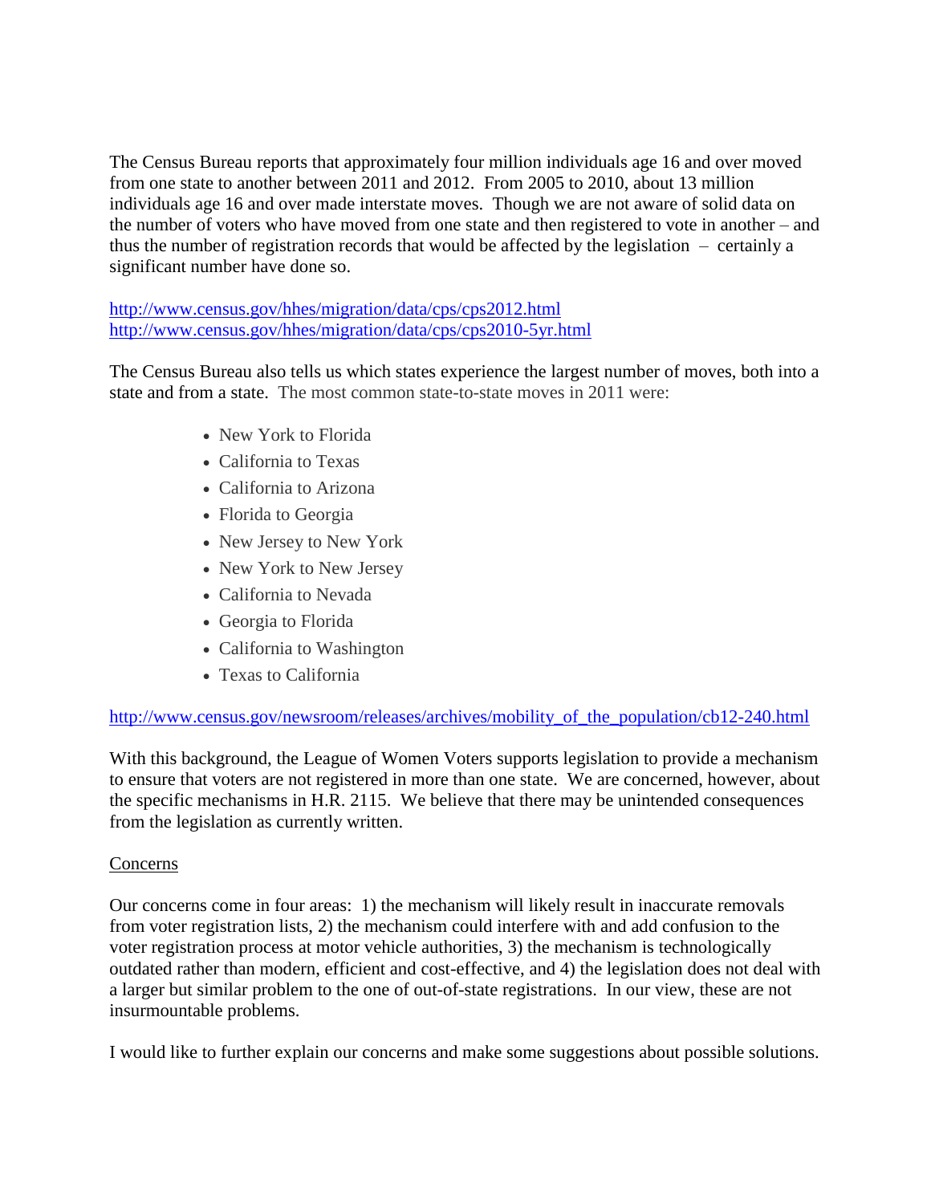The Census Bureau reports that approximately four million individuals age 16 and over moved from one state to another between 2011 and 2012. From 2005 to 2010, about 13 million individuals age 16 and over made interstate moves. Though we are not aware of solid data on the number of voters who have moved from one state and then registered to vote in another – and thus the number of registration records that would be affected by the legislation – certainly a significant number have done so.

http://www.census.gov/hhes/migration/data/cps/cps2012.html
http://www.census.gov/hhes/migration/data/cps/cps2010-5yr.html

The Census Bureau also tells us which states experience the largest number of moves, both into a state and from a state. The most common state-to-state moves in 2011 were:

- New York to Florida
- California to Texas
- California to Arizona
- Florida to Georgia
- New Jersey to New York
- New York to New Jersey
- California to Nevada
- Georgia to Florida
- California to Washington
- Texas to California

http://www.census.gov/newsroom/releases/archives/mobility_of_the_population/cb12-240.html

With this background, the League of Women Voters supports legislation to provide a mechanism to ensure that voters are not registered in more than one state. We are concerned, however, about the specific mechanisms in H.R. 2115. We believe that there may be unintended consequences from the legislation as currently written.

Concerns

Our concerns come in four areas: 1) the mechanism will likely result in inaccurate removals from voter registration lists, 2) the mechanism could interfere with and add confusion to the voter registration process at motor vehicle authorities, 3) the mechanism is technologically outdated rather than modern, efficient and cost-effective, and 4) the legislation does not deal with a larger but similar problem to the one of out-of-state registrations. In our view, these are not insurmountable problems.

I would like to further explain our concerns and make some suggestions about possible solutions.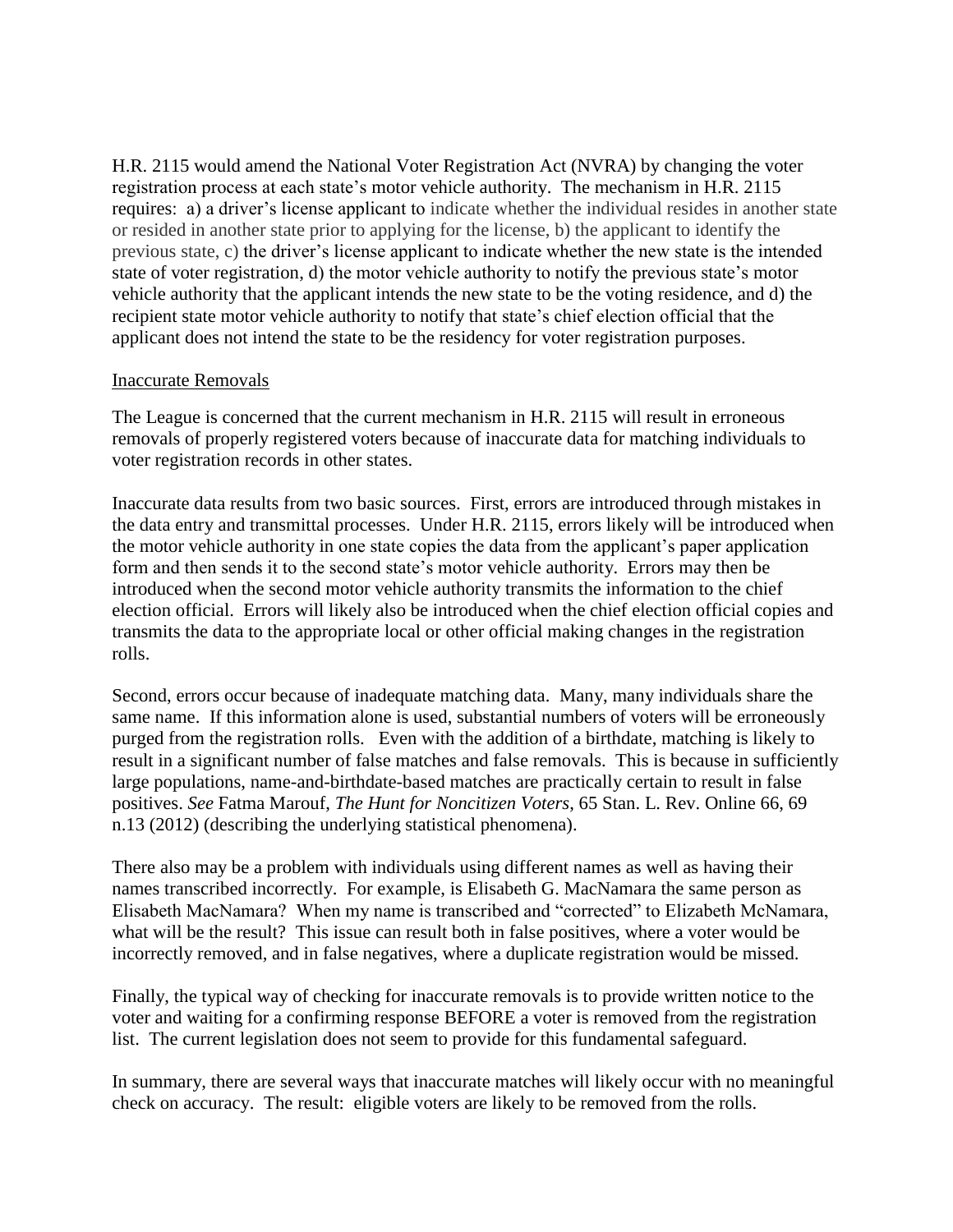H.R. 2115 would amend the National Voter Registration Act (NVRA) by changing the voter registration process at each state's motor vehicle authority. The mechanism in H.R. 2115 requires: a) a driver's license applicant to indicate whether the individual resides in another state or resided in another state prior to applying for the license, b) the applicant to identify the previous state, c) the driver's license applicant to indicate whether the new state is the intended state of voter registration, d) the motor vehicle authority to notify the previous state's motor vehicle authority that the applicant intends the new state to be the voting residence, and d) the recipient state motor vehicle authority to notify that state's chief election official that the applicant does not intend the state to be the residency for voter registration purposes.

Inaccurate Removals

The League is concerned that the current mechanism in H.R. 2115 will result in erroneous removals of properly registered voters because of inaccurate data for matching individuals to voter registration records in other states.

Inaccurate data results from two basic sources. First, errors are introduced through mistakes in the data entry and transmittal processes. Under H.R. 2115, errors likely will be introduced when the motor vehicle authority in one state copies the data from the applicant's paper application form and then sends it to the second state's motor vehicle authority. Errors may then be introduced when the second motor vehicle authority transmits the information to the chief election official. Errors will likely also be introduced when the chief election official copies and transmits the data to the appropriate local or other official making changes in the registration rolls.

Second, errors occur because of inadequate matching data. Many, many individuals share the same name. If this information alone is used, substantial numbers of voters will be erroneously purged from the registration rolls. Even with the addition of a birthdate, matching is likely to result in a significant number of false matches and false removals. This is because in sufficiently large populations, name-and-birthdate-based matches are practically certain to result in false positives. *See* Fatma Marouf, *The Hunt for Noncitizen Voters*, 65 Stan. L. Rev. Online 66, 69 n.13 (2012) (describing the underlying statistical phenomena).

There also may be a problem with individuals using different names as well as having their names transcribed incorrectly. For example, is Elisabeth G. MacNamara the same person as Elisabeth MacNamara? When my name is transcribed and "corrected" to Elizabeth McNamara, what will be the result? This issue can result both in false positives, where a voter would be incorrectly removed, and in false negatives, where a duplicate registration would be missed.

Finally, the typical way of checking for inaccurate removals is to provide written notice to the voter and waiting for a confirming response BEFORE a voter is removed from the registration list. The current legislation does not seem to provide for this fundamental safeguard.

In summary, there are several ways that inaccurate matches will likely occur with no meaningful check on accuracy. The result: eligible voters are likely to be removed from the rolls.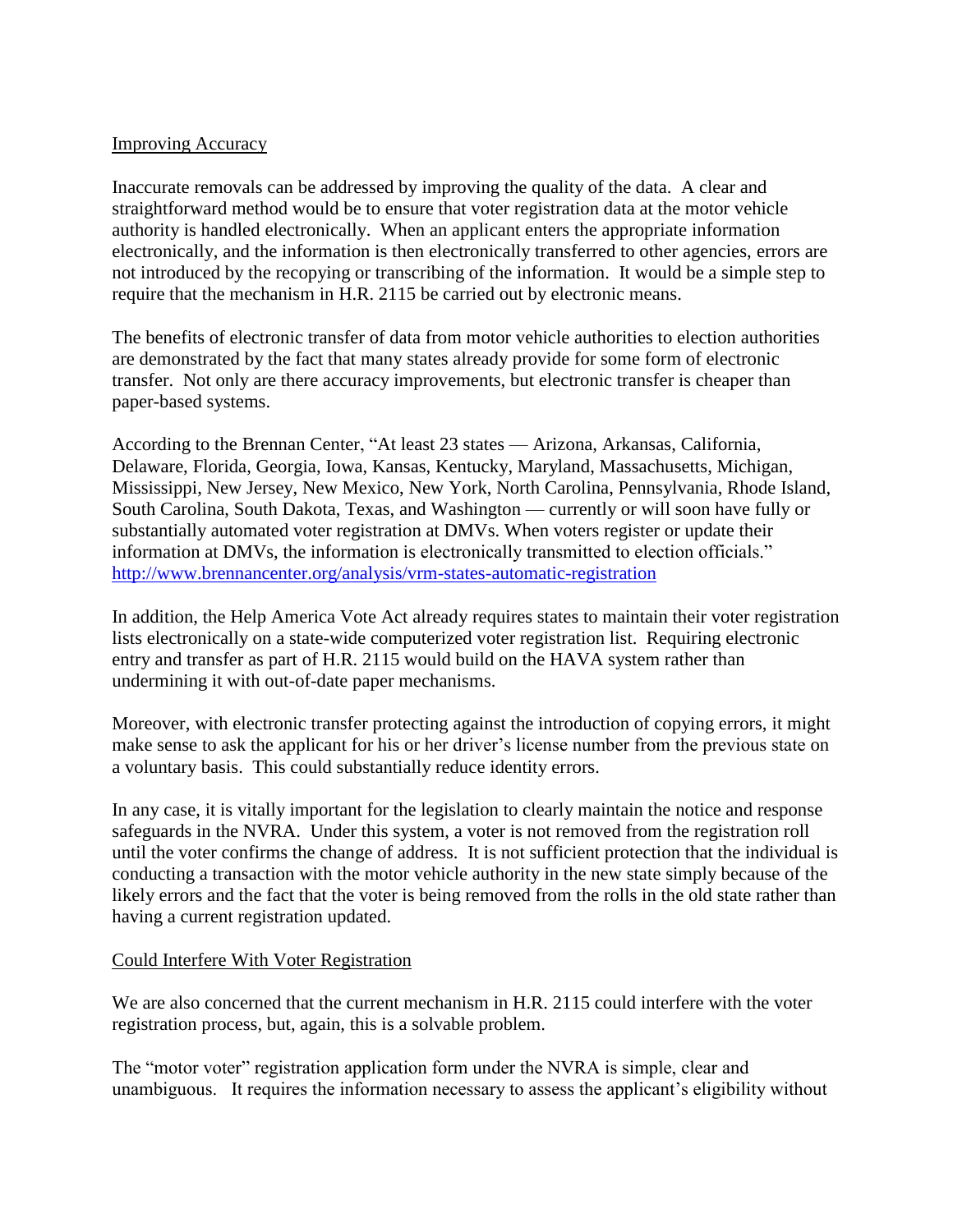Improving Accuracy

Inaccurate removals can be addressed by improving the quality of the data. A clear and straightforward method would be to ensure that voter registration data at the motor vehicle authority is handled electronically. When an applicant enters the appropriate information electronically, and the information is then electronically transferred to other agencies, errors are not introduced by the recopying or transcribing of the information. It would be a simple step to require that the mechanism in H.R. 2115 be carried out by electronic means.

The benefits of electronic transfer of data from motor vehicle authorities to election authorities are demonstrated by the fact that many states already provide for some form of electronic transfer. Not only are there accuracy improvements, but electronic transfer is cheaper than paper-based systems.

According to the Brennan Center, "At least 23 states — Arizona, Arkansas, California, Delaware, Florida, Georgia, Iowa, Kansas, Kentucky, Maryland, Massachusetts, Michigan, Mississippi, New Jersey, New Mexico, New York, North Carolina, Pennsylvania, Rhode Island, South Carolina, South Dakota, Texas, and Washington — currently or will soon have fully or substantially automated voter registration at DMVs. When voters register or update their information at DMVs, the information is electronically transmitted to election officials." http://www.brennancenter.org/analysis/vrm-states-automatic-registration

In addition, the Help America Vote Act already requires states to maintain their voter registration lists electronically on a state-wide computerized voter registration list. Requiring electronic entry and transfer as part of H.R. 2115 would build on the HAVA system rather than undermining it with out-of-date paper mechanisms.

Moreover, with electronic transfer protecting against the introduction of copying errors, it might make sense to ask the applicant for his or her driver's license number from the previous state on a voluntary basis. This could substantially reduce identity errors.

In any case, it is vitally important for the legislation to clearly maintain the notice and response safeguards in the NVRA. Under this system, a voter is not removed from the registration roll until the voter confirms the change of address. It is not sufficient protection that the individual is conducting a transaction with the motor vehicle authority in the new state simply because of the likely errors and the fact that the voter is being removed from the rolls in the old state rather than having a current registration updated.

Could Interfere With Voter Registration

We are also concerned that the current mechanism in H.R. 2115 could interfere with the voter registration process, but, again, this is a solvable problem.

The "motor voter" registration application form under the NVRA is simple, clear and unambiguous. It requires the information necessary to assess the applicant's eligibility without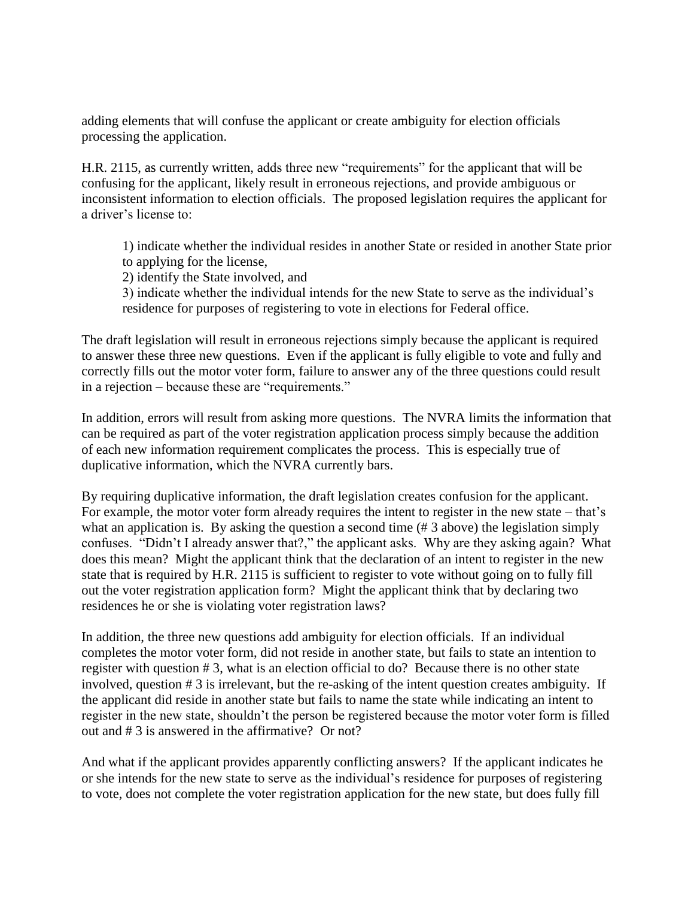adding elements that will confuse the applicant or create ambiguity for election officials processing the application.

H.R. 2115, as currently written, adds three new "requirements" for the applicant that will be confusing for the applicant, likely result in erroneous rejections, and provide ambiguous or inconsistent information to election officials. The proposed legislation requires the applicant for a driver's license to:

> 1) indicate whether the individual resides in another State or resided in another State prior to applying for the license,
> 2) identify the State involved, and
> 3) indicate whether the individual intends for the new State to serve as the individual's residence for purposes of registering to vote in elections for Federal office.

The draft legislation will result in erroneous rejections simply because the applicant is required to answer these three new questions. Even if the applicant is fully eligible to vote and fully and correctly fills out the motor voter form, failure to answer any of the three questions could result in a rejection – because these are "requirements."

In addition, errors will result from asking more questions. The NVRA limits the information that can be required as part of the voter registration application process simply because the addition of each new information requirement complicates the process. This is especially true of duplicative information, which the NVRA currently bars.

By requiring duplicative information, the draft legislation creates confusion for the applicant. For example, the motor voter form already requires the intent to register in the new state – that's what an application is. By asking the question a second time (# 3 above) the legislation simply confuses. "Didn't I already answer that?," the applicant asks. Why are they asking again? What does this mean? Might the applicant think that the declaration of an intent to register in the new state that is required by H.R. 2115 is sufficient to register to vote without going on to fully fill out the voter registration application form? Might the applicant think that by declaring two residences he or she is violating voter registration laws?

In addition, the three new questions add ambiguity for election officials. If an individual completes the motor voter form, did not reside in another state, but fails to state an intention to register with question # 3, what is an election official to do? Because there is no other state involved, question # 3 is irrelevant, but the re-asking of the intent question creates ambiguity. If the applicant did reside in another state but fails to name the state while indicating an intent to register in the new state, shouldn't the person be registered because the motor voter form is filled out and # 3 is answered in the affirmative? Or not?

And what if the applicant provides apparently conflicting answers? If the applicant indicates he or she intends for the new state to serve as the individual's residence for purposes of registering to vote, does not complete the voter registration application for the new state, but does fully fill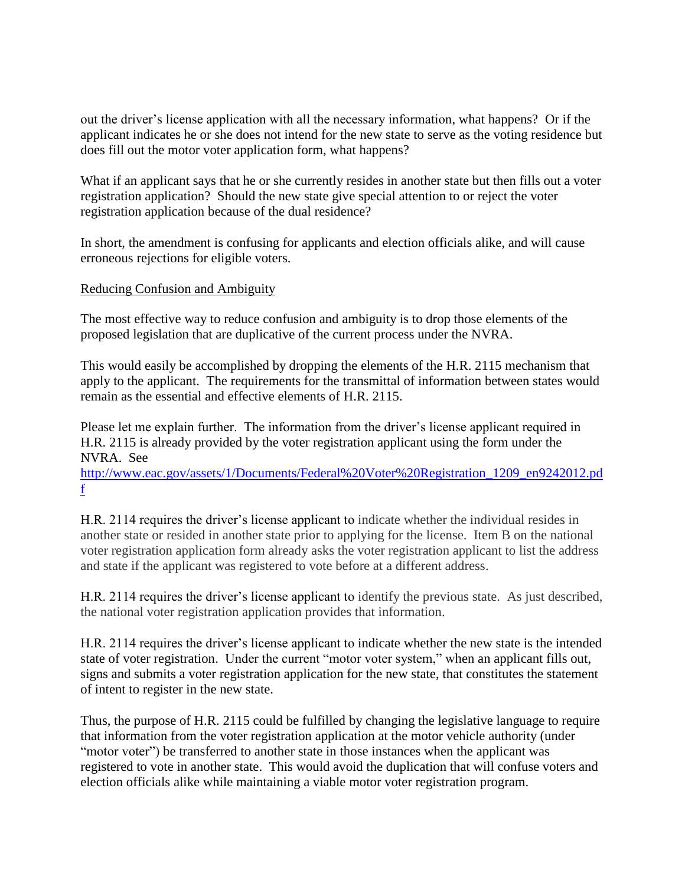out the driver's license application with all the necessary information, what happens? Or if the applicant indicates he or she does not intend for the new state to serve as the voting residence but does fill out the motor voter application form, what happens?

What if an applicant says that he or she currently resides in another state but then fills out a voter registration application? Should the new state give special attention to or reject the voter registration application because of the dual residence?

In short, the amendment is confusing for applicants and election officials alike, and will cause erroneous rejections for eligible voters.

Reducing Confusion and Ambiguity

The most effective way to reduce confusion and ambiguity is to drop those elements of the proposed legislation that are duplicative of the current process under the NVRA.

This would easily be accomplished by dropping the elements of the H.R. 2115 mechanism that apply to the applicant. The requirements for the transmittal of information between states would remain as the essential and effective elements of H.R. 2115.

Please let me explain further. The information from the driver's license applicant required in H.R. 2115 is already provided by the voter registration applicant using the form under the NVRA. See [http://www.eac.gov/assets/1/Documents/Federal%20Voter%20Registration_1209_en9242012.pdf](http://www.eac.gov/assets/1/Documents/Federal%20Voter%20Registration_1209_en9242012.pdf)

H.R. 2114 requires the driver's license applicant to indicate whether the individual resides in another state or resided in another state prior to applying for the license. Item B on the national voter registration application form already asks the voter registration applicant to list the address and state if the applicant was registered to vote before at a different address.

H.R. 2114 requires the driver's license applicant to identify the previous state. As just described, the national voter registration application provides that information.

H.R. 2114 requires the driver's license applicant to indicate whether the new state is the intended state of voter registration. Under the current "motor voter system," when an applicant fills out, signs and submits a voter registration application for the new state, that constitutes the statement of intent to register in the new state.

Thus, the purpose of H.R. 2115 could be fulfilled by changing the legislative language to require that information from the voter registration application at the motor vehicle authority (under "motor voter") be transferred to another state in those instances when the applicant was registered to vote in another state. This would avoid the duplication that will confuse voters and election officials alike while maintaining a viable motor voter registration program.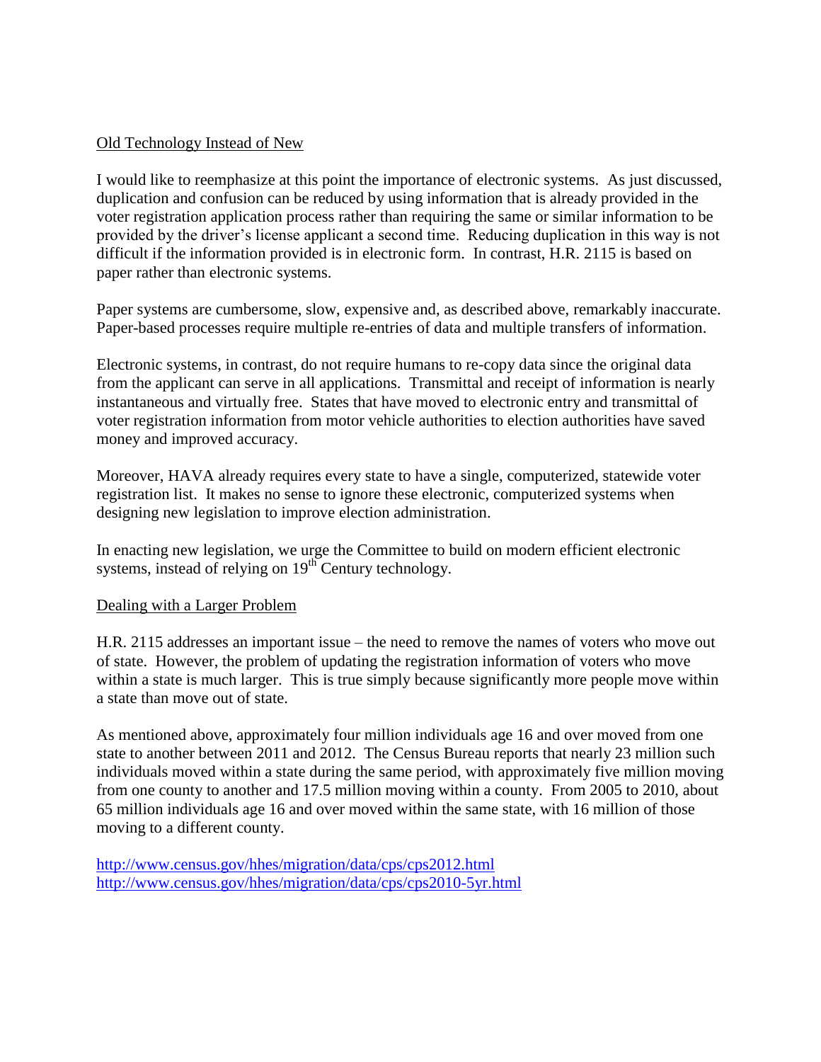Old Technology Instead of New

I would like to reemphasize at this point the importance of electronic systems. As just discussed, duplication and confusion can be reduced by using information that is already provided in the voter registration application process rather than requiring the same or similar information to be provided by the driver's license applicant a second time. Reducing duplication in this way is not difficult if the information provided is in electronic form. In contrast, H.R. 2115 is based on paper rather than electronic systems.

Paper systems are cumbersome, slow, expensive and, as described above, remarkably inaccurate. Paper-based processes require multiple re-entries of data and multiple transfers of information.

Electronic systems, in contrast, do not require humans to re-copy data since the original data from the applicant can serve in all applications. Transmittal and receipt of information is nearly instantaneous and virtually free. States that have moved to electronic entry and transmittal of voter registration information from motor vehicle authorities to election authorities have saved money and improved accuracy.

Moreover, HAVA already requires every state to have a single, computerized, statewide voter registration list. It makes no sense to ignore these electronic, computerized systems when designing new legislation to improve election administration.

In enacting new legislation, we urge the Committee to build on modern efficient electronic systems, instead of relying on 19th Century technology.

Dealing with a Larger Problem

H.R. 2115 addresses an important issue – the need to remove the names of voters who move out of state. However, the problem of updating the registration information of voters who move within a state is much larger. This is true simply because significantly more people move within a state than move out of state.

As mentioned above, approximately four million individuals age 16 and over moved from one state to another between 2011 and 2012. The Census Bureau reports that nearly 23 million such individuals moved within a state during the same period, with approximately five million moving from one county to another and 17.5 million moving within a county. From 2005 to 2010, about 65 million individuals age 16 and over moved within the same state, with 16 million of those moving to a different county.

http://www.census.gov/hhes/migration/data/cps/cps2012.html
http://www.census.gov/hhes/migration/data/cps/cps2010-5yr.html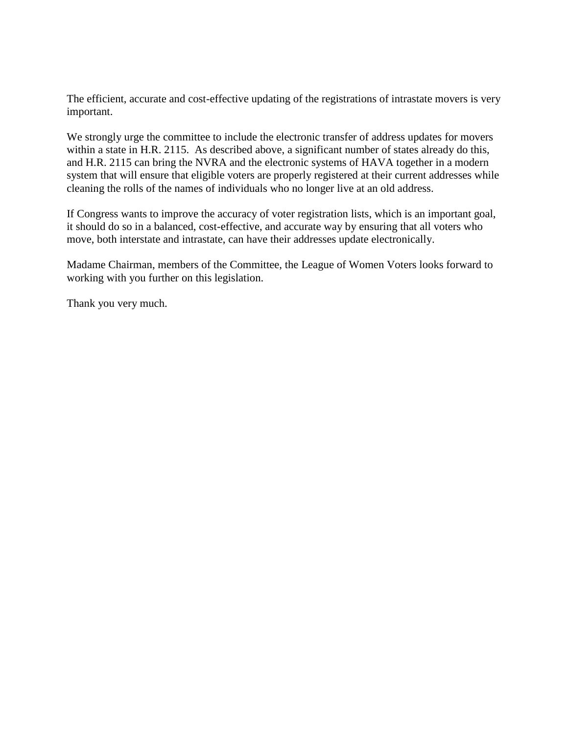The efficient, accurate and cost-effective updating of the registrations of intrastate movers is very important.

We strongly urge the committee to include the electronic transfer of address updates for movers within a state in H.R. 2115. As described above, a significant number of states already do this, and H.R. 2115 can bring the NVRA and the electronic systems of HAVA together in a modern system that will ensure that eligible voters are properly registered at their current addresses while cleaning the rolls of the names of individuals who no longer live at an old address.

If Congress wants to improve the accuracy of voter registration lists, which is an important goal, it should do so in a balanced, cost-effective, and accurate way by ensuring that all voters who move, both interstate and intrastate, can have their addresses update electronically.

Madame Chairman, members of the Committee, the League of Women Voters looks forward to working with you further on this legislation.

Thank you very much.